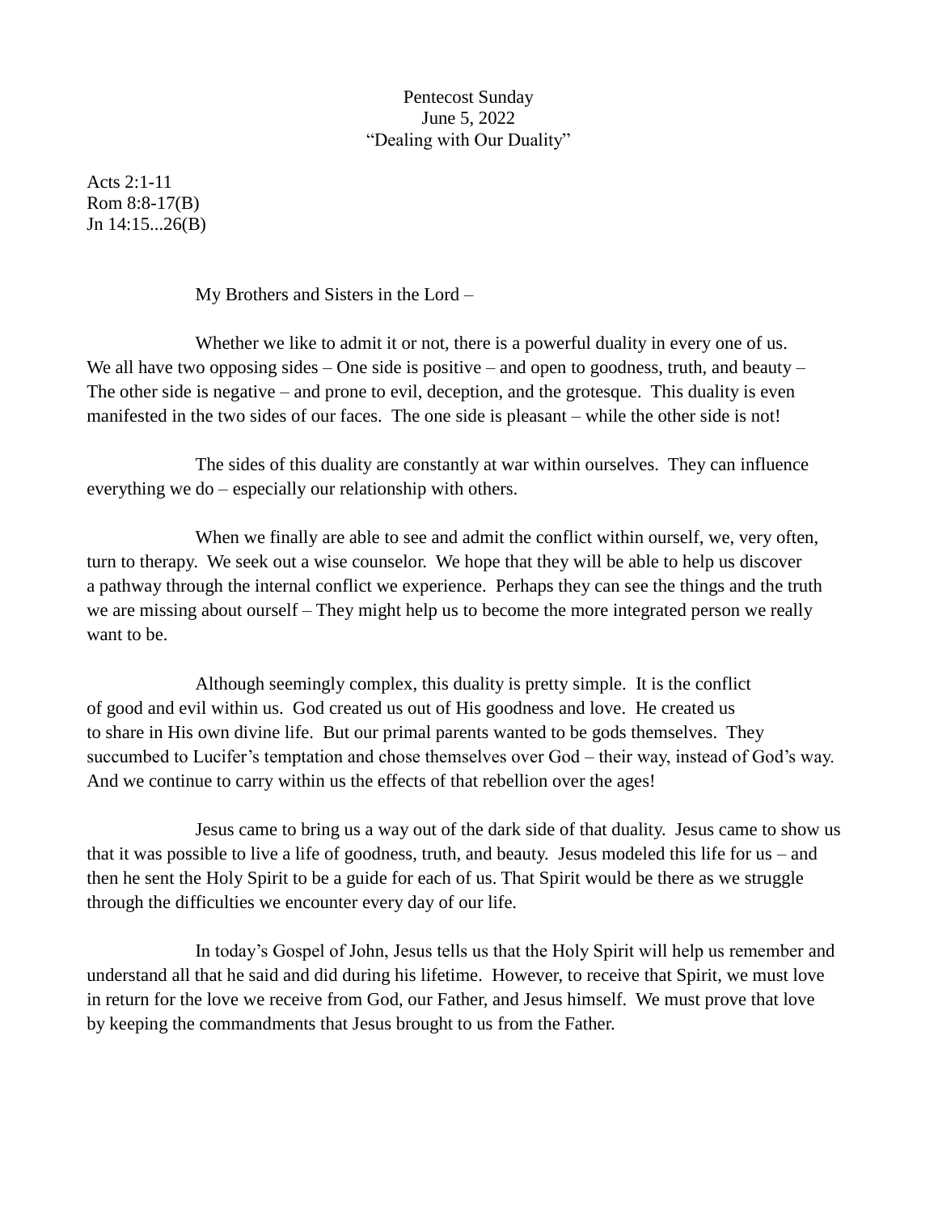Pentecost Sunday
June 5, 2022
"Dealing with Our Duality"

Acts 2:1-11
Rom 8:8-17(B)
Jn 14:15...26(B)

My Brothers and Sisters in the Lord –

Whether we like to admit it or not, there is a powerful duality in every one of us. We all have two opposing sides – One side is positive – and open to goodness, truth, and beauty – The other side is negative – and prone to evil, deception, and the grotesque. This duality is even manifested in the two sides of our faces. The one side is pleasant – while the other side is not!

The sides of this duality are constantly at war within ourselves. They can influence everything we do – especially our relationship with others.

When we finally are able to see and admit the conflict within ourself, we, very often, turn to therapy. We seek out a wise counselor. We hope that they will be able to help us discover a pathway through the internal conflict we experience. Perhaps they can see the things and the truth we are missing about ourself – They might help us to become the more integrated person we really want to be.

Although seemingly complex, this duality is pretty simple. It is the conflict of good and evil within us. God created us out of His goodness and love. He created us to share in His own divine life. But our primal parents wanted to be gods themselves. They succumbed to Lucifer's temptation and chose themselves over God – their way, instead of God's way. And we continue to carry within us the effects of that rebellion over the ages!

Jesus came to bring us a way out of the dark side of that duality. Jesus came to show us that it was possible to live a life of goodness, truth, and beauty. Jesus modeled this life for us – and then he sent the Holy Spirit to be a guide for each of us. That Spirit would be there as we struggle through the difficulties we encounter every day of our life.

In today's Gospel of John, Jesus tells us that the Holy Spirit will help us remember and understand all that he said and did during his lifetime. However, to receive that Spirit, we must love in return for the love we receive from God, our Father, and Jesus himself. We must prove that love by keeping the commandments that Jesus brought to us from the Father.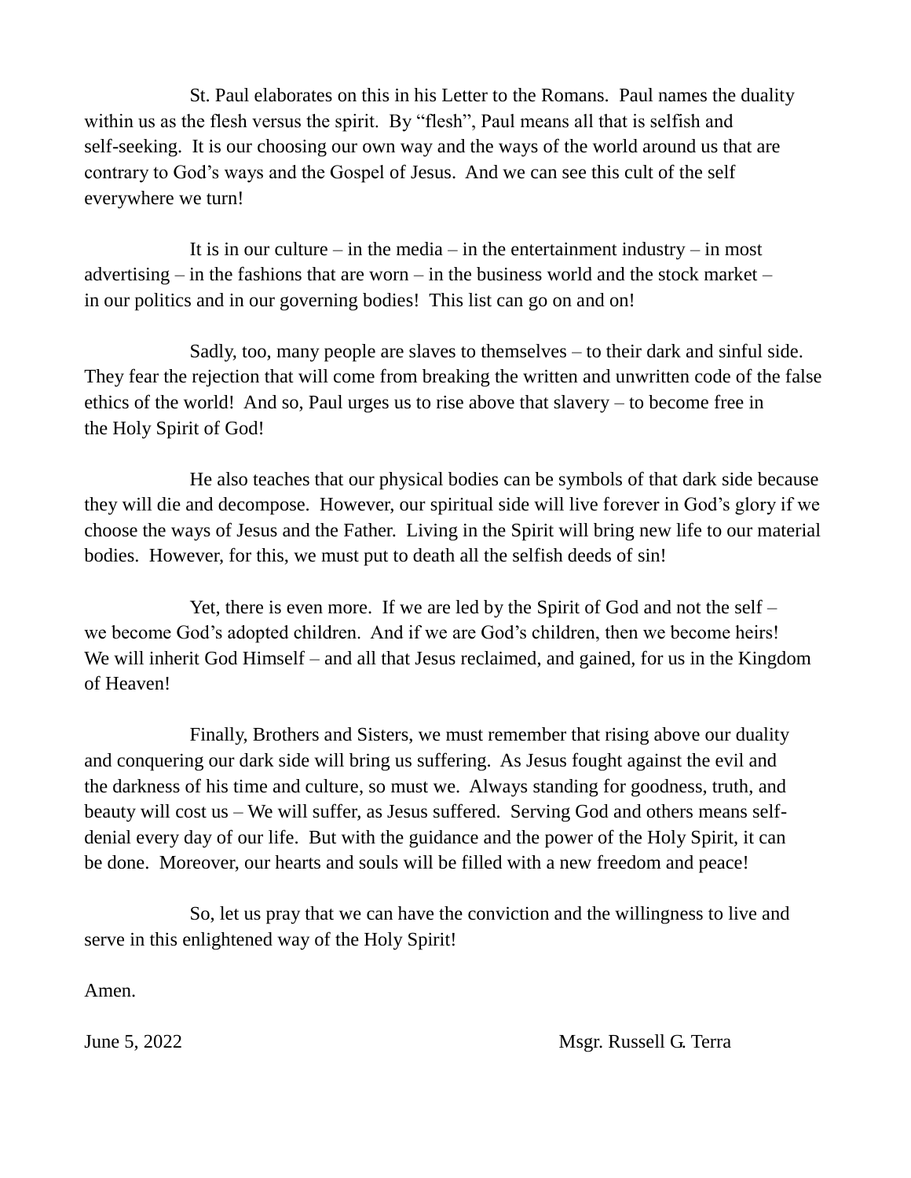St. Paul elaborates on this in his Letter to the Romans. Paul names the duality within us as the flesh versus the spirit. By "flesh", Paul means all that is selfish and self-seeking. It is our choosing our own way and the ways of the world around us that are contrary to God's ways and the Gospel of Jesus. And we can see this cult of the self everywhere we turn!

It is in our culture – in the media – in the entertainment industry – in most advertising – in the fashions that are worn – in the business world and the stock market – in our politics and in our governing bodies! This list can go on and on!

Sadly, too, many people are slaves to themselves – to their dark and sinful side. They fear the rejection that will come from breaking the written and unwritten code of the false ethics of the world! And so, Paul urges us to rise above that slavery – to become free in the Holy Spirit of God!

He also teaches that our physical bodies can be symbols of that dark side because they will die and decompose. However, our spiritual side will live forever in God's glory if we choose the ways of Jesus and the Father. Living in the Spirit will bring new life to our material bodies. However, for this, we must put to death all the selfish deeds of sin!

Yet, there is even more. If we are led by the Spirit of God and not the self – we become God's adopted children. And if we are God's children, then we become heirs! We will inherit God Himself – and all that Jesus reclaimed, and gained, for us in the Kingdom of Heaven!

Finally, Brothers and Sisters, we must remember that rising above our duality and conquering our dark side will bring us suffering. As Jesus fought against the evil and the darkness of his time and culture, so must we. Always standing for goodness, truth, and beauty will cost us – We will suffer, as Jesus suffered. Serving God and others means self-denial every day of our life. But with the guidance and the power of the Holy Spirit, it can be done. Moreover, our hearts and souls will be filled with a new freedom and peace!

So, let us pray that we can have the conviction and the willingness to live and serve in this enlightened way of the Holy Spirit!

Amen.

June 5, 2022 Msgr. Russell G. Terra